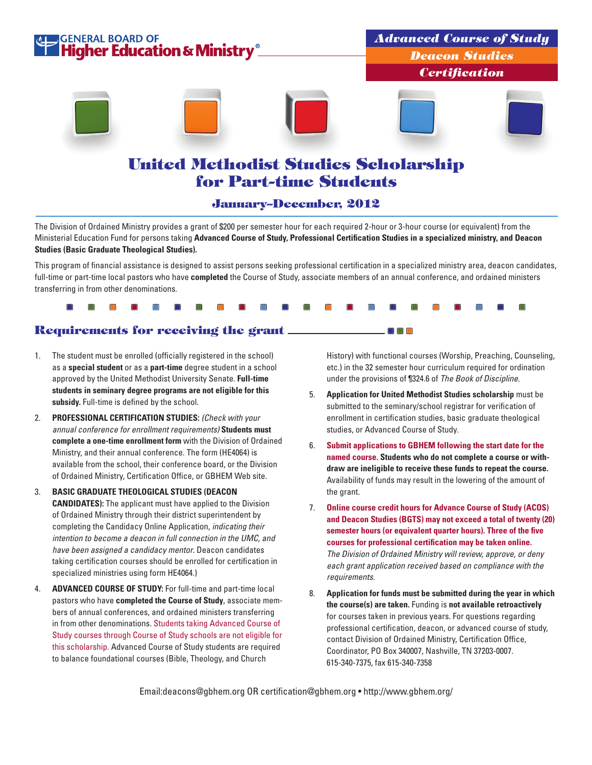GENERAL BOARD OF **Higher Education & Ministry**®

*Advanced Course of Study*

*Deacon Studies*

*Certification*

# United Methodist Studies Scholarship for Part-time Students

## January–December, 2012

The Division of Ordained Ministry provides a grant of $200 per semester hour for each required 2-hour or 3-hour course (or equivalent) from the Ministerial Education Fund for persons taking **Advanced Course of Study, Professional Certification Studies in a specialized ministry, and Deacon Studies (Basic Graduate Theological Studies).**

This program of financial assistance is designed to assist persons seeking professional certification in a specialized ministry area, deacon candidates, full-time or part-time local pastors who have **completed** the Course of Study, associate members of an annual conference, and ordained ministers transferring in from other denominations.

## Requirements for receiving the grant

1. The student must be enrolled (officially registered in the school) as a **special student** or as a **part-time** degree student in a school approved by the United Methodist University Senate. **Full-time students in seminary degree programs are not eligible for this subsidy.** Full-time is defined by the school.
2. **PROFESSIONAL CERTIFICATION STUDIES:** *(Check with your annual conference for enrollment requirements)* **Students must complete a one-time enrollment form** with the Division of Ordained Ministry, and their annual conference. The form (HE4064) is available from the school, their conference board, or the Division of Ordained Ministry, Certification Office, or GBHEM Web site.
3. **BASIC GRADUATE THEOLOGICAL STUDIES (DEACON CANDIDATES):** The applicant must have applied to the Division of Ordained Ministry through their district superintendent by completing the Candidacy Online Application, *indicating their intention to become a deacon in full connection in the UMC, and have been assigned a candidacy mentor.* Deacon candidates taking certification courses should be enrolled for certification in specialized ministries using form HE4064.)
4. **ADVANCED COURSE OF STUDY:** For full-time and part-time local pastors who have **completed the Course of Study**, associate members of annual conferences, and ordained ministers transferring in from other denominations. Students taking Advanced Course of Study courses through Course of Study schools are not eligible for this scholarship. Advanced Course of Study students are required to balance foundational courses (Bible, Theology, and Church History) with functional courses (Worship, Preaching, Counseling, etc.) in the 32 semester hour curriculum required for ordination under the provisions of ¶324.6 of *The Book of Discipline*.
5. **Application for United Methodist Studies scholarship** must be submitted to the seminary/school registrar for verification of enrollment in certification studies, basic graduate theological studies, or Advanced Course of Study.
6. **Submit applications to GBHEM following the start date for the named course. Students who do not complete a course or withdraw are ineligible to receive these funds to repeat the course.** Availability of funds may result in the lowering of the amount of the grant.
7. **Online course credit hours for Advance Course of Study (ACOS) and Deacon Studies (BGTS) may not exceed a total of twenty (20) semester hours (or equivalent quarter hours). Three of the five courses for professional certification may be taken online.** *The Division of Ordained Ministry will review, approve, or deny each grant application received based on compliance with the requirements.*
8. **Application for funds must be submitted during the year in which the course(s) are taken.** Funding is **not available retroactively** for courses taken in previous years. For questions regarding professional certification, deacon, or advanced course of study, contact Division of Ordained Ministry, Certification Office, Coordinator, PO Box 340007, Nashville, TN 37203-0007. 615-340-7375, fax 615-340-7358

Email:deacons@gbhem.org OR certification@gbhem.org • http://www.gbhem.org/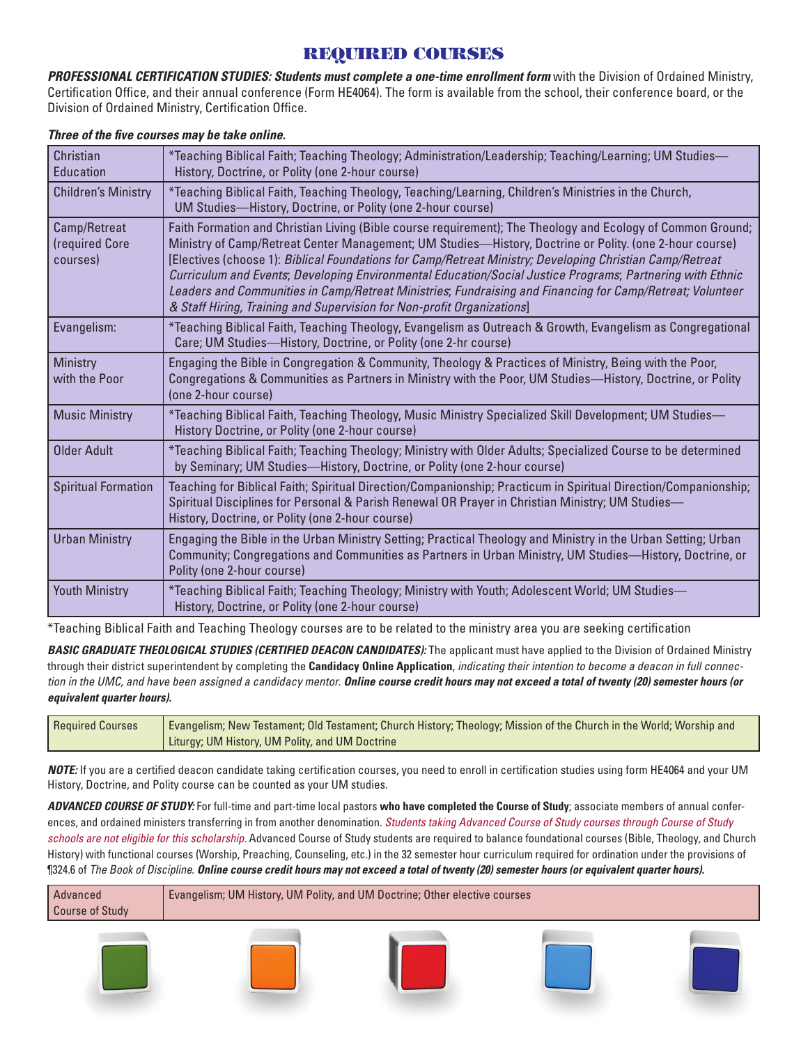# REQUIRED COURSES

***PROFESSIONAL CERTIFICATION STUDIES: Students must complete a one-time enrollment form*** with the Division of Ordained Ministry, Certification Office, and their annual conference (Form HE4064). The form is available from the school, their conference board, or the Division of Ordained Ministry, Certification Office.

***Three of the five courses may be take online.***

| | |
|---|---|
| Christian Education | *Teaching Biblical Faith; Teaching Theology; Administration/Leadership; Teaching/Learning; UM Studies—History, Doctrine, or Polity (one 2-hour course) |
| Children's Ministry | *Teaching Biblical Faith, Teaching Theology, Teaching/Learning, Children's Ministries in the Church, UM Studies—History, Doctrine, or Polity (one 2-hour course) |
| Camp/Retreat (required Core courses) | Faith Formation and Christian Living (Bible course requirement); The Theology and Ecology of Common Ground; Ministry of Camp/Retreat Center Management; UM Studies—History, Doctrine or Polity. (one 2-hour course) [Electives (choose 1): *Biblical Foundations for Camp/Retreat Ministry; Developing Christian Camp/Retreat Curriculum and Events*; *Developing Environmental Education/Social Justice Programs*; *Partnering with Ethnic Leaders and Communities in Camp/Retreat Ministries*; *Fundraising and Financing for Camp/Retreat; Volunteer & Staff Hiring, Training and Supervision for Non-profit Organizations*] |
| Evangelism: | *Teaching Biblical Faith, Teaching Theology, Evangelism as Outreach & Growth, Evangelism as Congregational Care; UM Studies—History, Doctrine, or Polity (one 2-hr course) |
| Ministry with the Poor | Engaging the Bible in Congregation & Community, Theology & Practices of Ministry, Being with the Poor, Congregations & Communities as Partners in Ministry with the Poor, UM Studies—History, Doctrine, or Polity (one 2-hour course) |
| Music Ministry | *Teaching Biblical Faith, Teaching Theology, Music Ministry Specialized Skill Development; UM Studies—History Doctrine, or Polity (one 2-hour course) |
| Older Adult | *Teaching Biblical Faith; Teaching Theology; Ministry with Older Adults; Specialized Course to be determined by Seminary; UM Studies—History, Doctrine, or Polity (one 2-hour course) |
| Spiritual Formation | Teaching for Biblical Faith; Spiritual Direction/Companionship; Practicum in Spiritual Direction/Companionship; Spiritual Disciplines for Personal & Parish Renewal OR Prayer in Christian Ministry; UM Studies—History, Doctrine, or Polity (one 2-hour course) |
| Urban Ministry | Engaging the Bible in the Urban Ministry Setting; Practical Theology and Ministry in the Urban Setting; Urban Community; Congregations and Communities as Partners in Urban Ministry, UM Studies—History, Doctrine, or Polity (one 2-hour course) |
| Youth Ministry | *Teaching Biblical Faith; Teaching Theology; Ministry with Youth; Adolescent World; UM Studies—History, Doctrine, or Polity (one 2-hour course) |

*Teaching Biblical Faith and Teaching Theology courses are to be related to the ministry area you are seeking certification

***BASIC GRADUATE THEOLOGICAL STUDIES (CERTIFIED DEACON CANDIDATES):*** The applicant must have applied to the Division of Ordained Ministry through their district superintendent by completing the **Candidacy Online Application**, *indicating their intention to become a deacon in full connection in the UMC, and have been assigned a candidacy mentor.* ***Online course credit hours may not exceed a total of twenty (20) semester hours (or equivalent quarter hours).***

| | |
|---|---|
| Required Courses | Evangelism; New Testament; Old Testament; Church History; Theology; Mission of the Church in the World; Worship and Liturgy; UM History, UM Polity, and UM Doctrine |

***NOTE:*** If you are a certified deacon candidate taking certification courses, you need to enroll in certification studies using form HE4064 and your UM History, Doctrine, and Polity course can be counted as your UM studies.

***ADVANCED COURSE OF STUDY:*** For full-time and part-time local pastors **who have completed the Course of Study**; associate members of annual conferences, and ordained ministers transferring in from another denomination. *Students taking Advanced Course of Study courses through Course of Study schools are not eligible for this scholarship.* Advanced Course of Study students are required to balance foundational courses (Bible, Theology, and Church History) with functional courses (Worship, Preaching, Counseling, etc.) in the 32 semester hour curriculum required for ordination under the provisions of ¶324.6 of *The Book of Discipline*. ***Online course credit hours may not exceed a total of twenty (20) semester hours (or equivalent quarter hours).***

| | |
|---|---|
| Advanced Course of Study | Evangelism; UM History, UM Polity, and UM Doctrine; Other elective courses |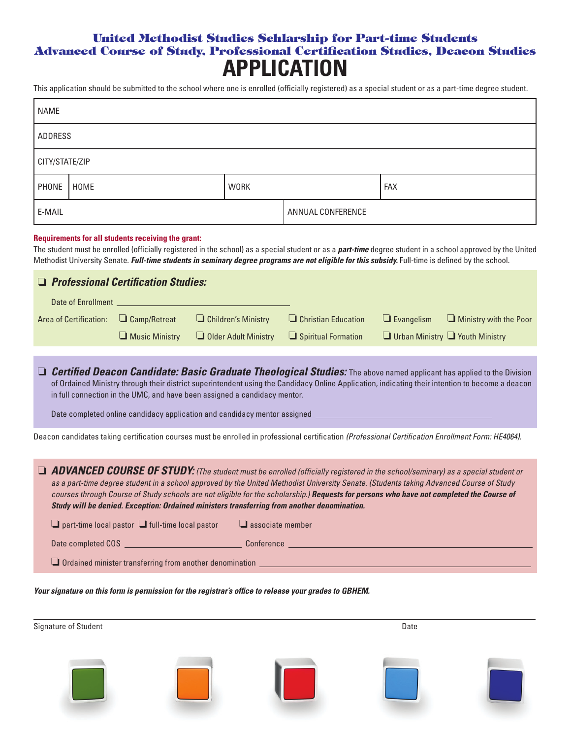# United Methodist Studies Schlarship for Part-time Students
## Advanced Course of Study, Professional Certification Studies, Deacon Studies

# APPLICATION

This application should be submitted to the school where one is enrolled (officially registered) as a special student or as a part-time degree student.

| NAME | | | |
|---|---|---|---|
| ADDRESS | | | |
| CITY/STATE/ZIP | | | |
| PHONE | HOME | WORK | FAX |
| E-MAIL | | ANNUAL CONFERENCE | |

**Requirements for all students receiving the grant:**

The student must be enrolled (officially registered in the school) as a special student or as a ***part-time*** degree student in a school approved by the United Methodist University Senate. ***Full-time students in seminary degree programs are not eligible for this subsidy.*** Full-time is defined by the school.

❑ ***Professional Certification Studies:***

Date of Enrollment ______________________________

Area of Certification: ❑ Camp/Retreat ❑ Children's Ministry ❑ Christian Education ❑ Evangelism ❑ Ministry with the Poor ❑ Music Ministry ❑ Older Adult Ministry ❑ Spiritual Formation ❑ Urban Ministry ❑ Youth Ministry

❑ ***Certified Deacon Candidate: Basic Graduate Theological Studies:*** The above named applicant has applied to the Division of Ordained Ministry through their district superintendent using the Candidacy Online Application, indicating their intention to become a deacon in full connection in the UMC, and have been assigned a candidacy mentor.

Date completed online candidacy application and candidacy mentor assigned ______________________________

Deacon candidates taking certification courses must be enrolled in professional certification *(Professional Certification Enrollment Form: HE4064).*

❑ ***ADVANCED COURSE OF STUDY:*** *(The student must be enrolled (officially registered in the school/seminary) as a special student or as a part-time degree student in a school approved by the United Methodist University Senate. (Students taking Advanced Course of Study courses through Course of Study schools are not eligible for the scholarship.)* ***Requests for persons who have not completed the Course of Study will be denied. Exception: Ordained ministers transferring from another denomination.***

❑ part-time local pastor ❑ full-time local pastor ❑ associate member

Date completed COS ____________________ Conference ______________________________

❑ Ordained minister transferring from another denomination ______________________________

***Your signature on this form is permission for the registrar's office to release your grades to GBHEM.***

Signature of Student ______________________________ Date ______________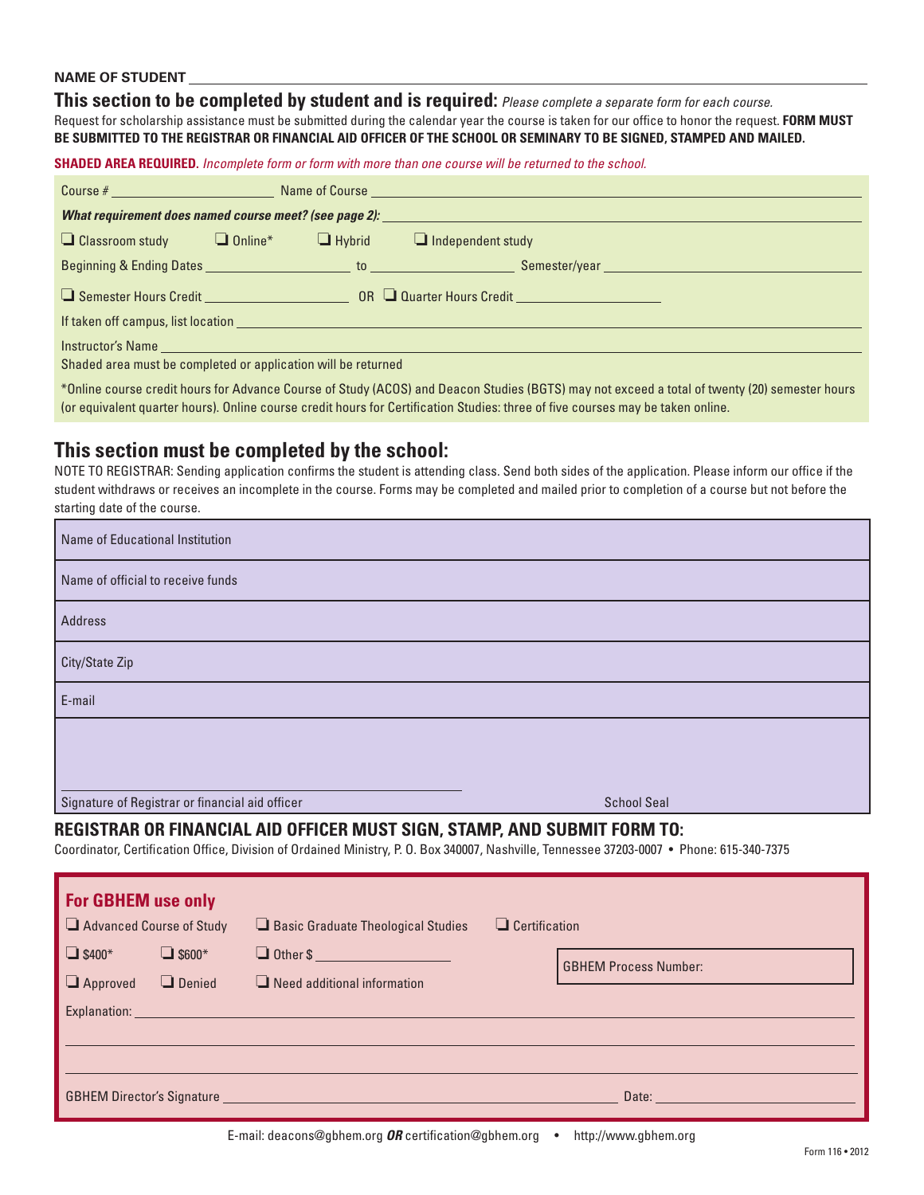**NAME OF STUDENT** ______________________________

## This section to be completed by student and is required: *Please complete a separate form for each course.*

Request for scholarship assistance must be submitted during the calendar year the course is taken for our office to honor the request. **FORM MUST BE SUBMITTED TO THE REGISTRAR OR FINANCIAL AID OFFICER OF THE SCHOOL OR SEMINARY TO BE SIGNED, STAMPED AND MAILED.**

**SHADED AREA REQUIRED.** *Incomplete form or form with more than one course will be returned to the school.*

Course # ______________ Name of Course ______________________________

***What requirement does named course meet? (see page 2):*** ______________________________

❑ Classroom study ❑ Online* ❑ Hybrid ❑ Independent study

Beginning & Ending Dates ______________ to ______________ Semester/year ______________

❑ Semester Hours Credit ______________ OR ❑ Quarter Hours Credit ______________

If taken off campus, list location ______________________________

Instructor's Name ______________________________

Shaded area must be completed or application will be returned

*Online course credit hours for Advance Course of Study (ACOS) and Deacon Studies (BGTS) may not exceed a total of twenty (20) semester hours (or equivalent quarter hours). Online course credit hours for Certification Studies: three of five courses may be taken online.

## This section must be completed by the school:

NOTE TO REGISTRAR: Sending application confirms the student is attending class. Send both sides of the application. Please inform our office if the student withdraws or receives an incomplete in the course. Forms may be completed and mailed prior to completion of a course but not before the starting date of the course.

Name of Educational Institution

Name of official to receive funds

Address

City/State Zip

E-mail

______________________________
Signature of Registrar or financial aid officer

School Seal

## REGISTRAR OR FINANCIAL AID OFFICER MUST SIGN, STAMP, AND SUBMIT FORM TO:

Coordinator, Certification Office, Division of Ordained Ministry, P. O. Box 340007, Nashville, Tennessee 37203-0007 • Phone: 615-340-7375

### For GBHEM use only

❑ Advanced Course of Study ❑ Basic Graduate Theological Studies ❑ Certification

❑ $400* ❑ $600* ❑ Other $ ______________

GBHEM Process Number:

❑ Approved ❑ Denied ❑ Need additional information

Explanation: ______________________________

______________________________

______________________________

GBHEM Director's Signature ______________________________ Date: ______________

E-mail: deacons@gbhem.org ***OR*** certification@gbhem.org • http://www.gbhem.org

Form 116 • 2012